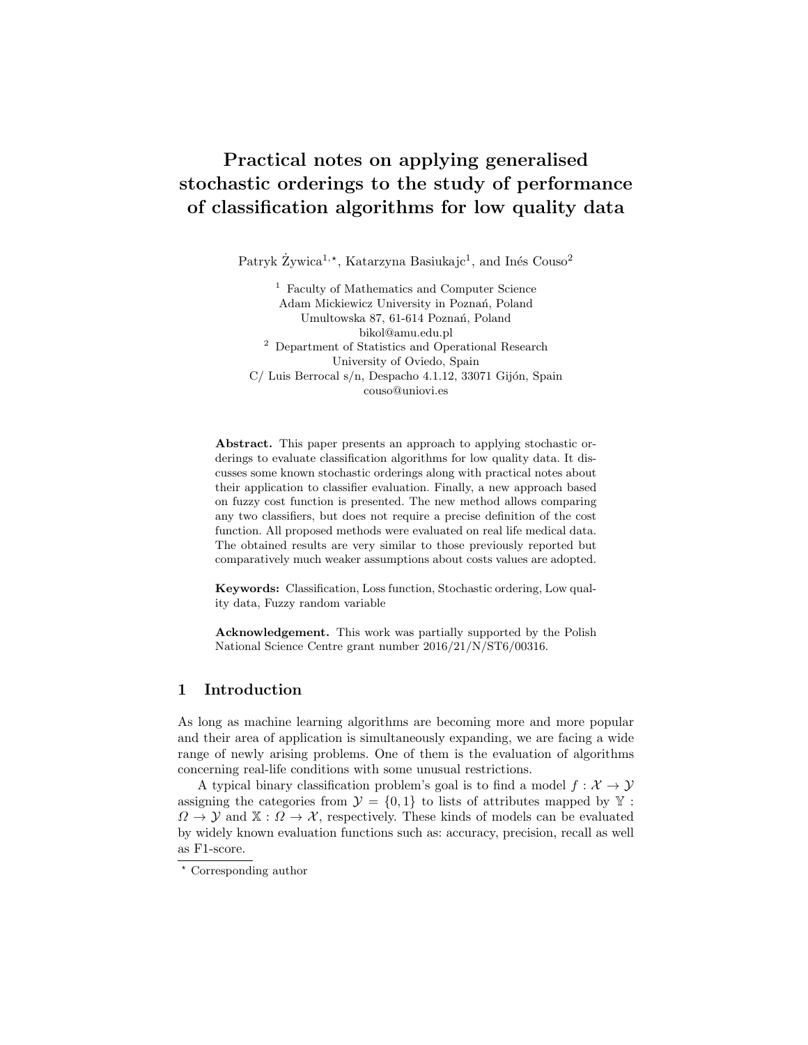# Practical notes on applying generalised stochastic orderings to the study of performance of classification algorithms for low quality data

Patryk Żywica[1,⋆], Katarzyna Basiukajc[1], and Inés Couso[2]

[1] Faculty of Mathematics and Computer Science
Adam Mickiewicz University in Poznań, Poland
Umultowska 87, 61-614 Poznań, Poland
bikol@amu.edu.pl

[2] Department of Statistics and Operational Research
University of Oviedo, Spain
C/ Luis Berrocal s/n, Despacho 4.1.12, 33071 Gijón, Spain
couso@uniovi.es

**Abstract.** This paper presents an approach to applying stochastic orderings to evaluate classification algorithms for low quality data. It discusses some known stochastic orderings along with practical notes about their application to classifier evaluation. Finally, a new approach based on fuzzy cost function is presented. The new method allows comparing any two classifiers, but does not require a precise definition of the cost function. All proposed methods were evaluated on real life medical data. The obtained results are very similar to those previously reported but comparatively much weaker assumptions about costs values are adopted.

**Keywords:** Classification, Loss function, Stochastic ordering, Low quality data, Fuzzy random variable

**Acknowledgement.** This work was partially supported by the Polish National Science Centre grant number 2016/21/N/ST6/00316.

## 1 Introduction

As long as machine learning algorithms are becoming more and more popular and their area of application is simultaneously expanding, we are facing a wide range of newly arising problems. One of them is the evaluation of algorithms concerning real-life conditions with some unusual restrictions.

A typical binary classification problem's goal is to find a model $f : \mathcal{X} \to \mathcal{Y}$ assigning the categories from $\mathcal{Y} = \{0, 1\}$ to lists of attributes mapped by $\mathbb{Y} : \Omega \to \mathcal{Y}$ and $\mathbb{X} : \Omega \to \mathcal{X}$, respectively. These kinds of models can be evaluated by widely known evaluation functions such as: accuracy, precision, recall as well as F1-score.

⋆ Corresponding author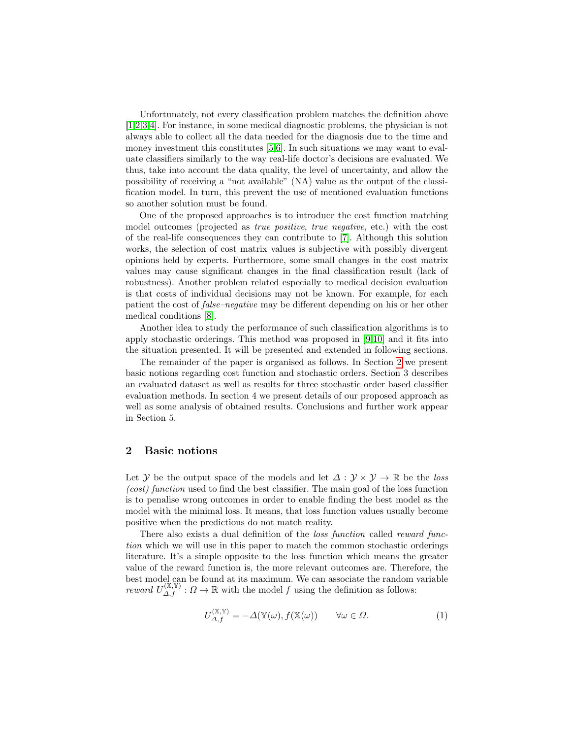Unfortunately, not every classification problem matches the definition above [1,2,3,4]. For instance, in some medical diagnostic problems, the physician is not always able to collect all the data needed for the diagnosis due to the time and money investment this constitutes [5,6]. In such situations we may want to evaluate classifiers similarly to the way real-life doctor's decisions are evaluated. We thus, take into account the data quality, the level of uncertainty, and allow the possibility of receiving a "not available" (NA) value as the output of the classification model. In turn, this prevent the use of mentioned evaluation functions so another solution must be found.

One of the proposed approaches is to introduce the cost function matching model outcomes (projected as *true positive*, *true negative*, etc.) with the cost of the real-life consequences they can contribute to [7]. Although this solution works, the selection of cost matrix values is subjective with possibly divergent opinions held by experts. Furthermore, some small changes in the cost matrix values may cause significant changes in the final classification result (lack of robustness). Another problem related especially to medical decision evaluation is that costs of individual decisions may not be known. For example, for each patient the cost of *false–negative* may be different depending on his or her other medical conditions [8].

Another idea to study the performance of such classification algorithms is to apply stochastic orderings. This method was proposed in [9,10] and it fits into the situation presented. It will be presented and extended in following sections.

The remainder of the paper is organised as follows. In Section 2 we present basic notions regarding cost function and stochastic orders. Section 3 describes an evaluated dataset as well as results for three stochastic order based classifier evaluation methods. In section 4 we present details of our proposed approach as well as some analysis of obtained results. Conclusions and further work appear in Section 5.

## 2 Basic notions

Let $\mathcal{Y}$ be the output space of the models and let $\Delta : \mathcal{Y} \times \mathcal{Y} \to \mathbb{R}$ be the *loss (cost) function* used to find the best classifier. The main goal of the loss function is to penalise wrong outcomes in order to enable finding the best model as the model with the minimal loss. It means, that loss function values usually become positive when the predictions do not match reality.

There also exists a dual definition of the *loss function* called *reward function* which we will use in this paper to match the common stochastic orderings literature. It's a simple opposite to the loss function which means the greater value of the reward function is, the more relevant outcomes are. Therefore, the best model can be found at its maximum. We can associate the random variable *reward* $U_{\Delta,f}^{(\mathbb{X},\mathbb{Y})} : \Omega \to \mathbb{R}$ with the model $f$ using the definition as follows:

$$U_{\Delta,f}^{(\mathbb{X},\mathbb{Y})} = -\Delta(\mathbb{Y}(\omega), f(\mathbb{X}(\omega)) \qquad \forall \omega \in \Omega. \tag{1}$$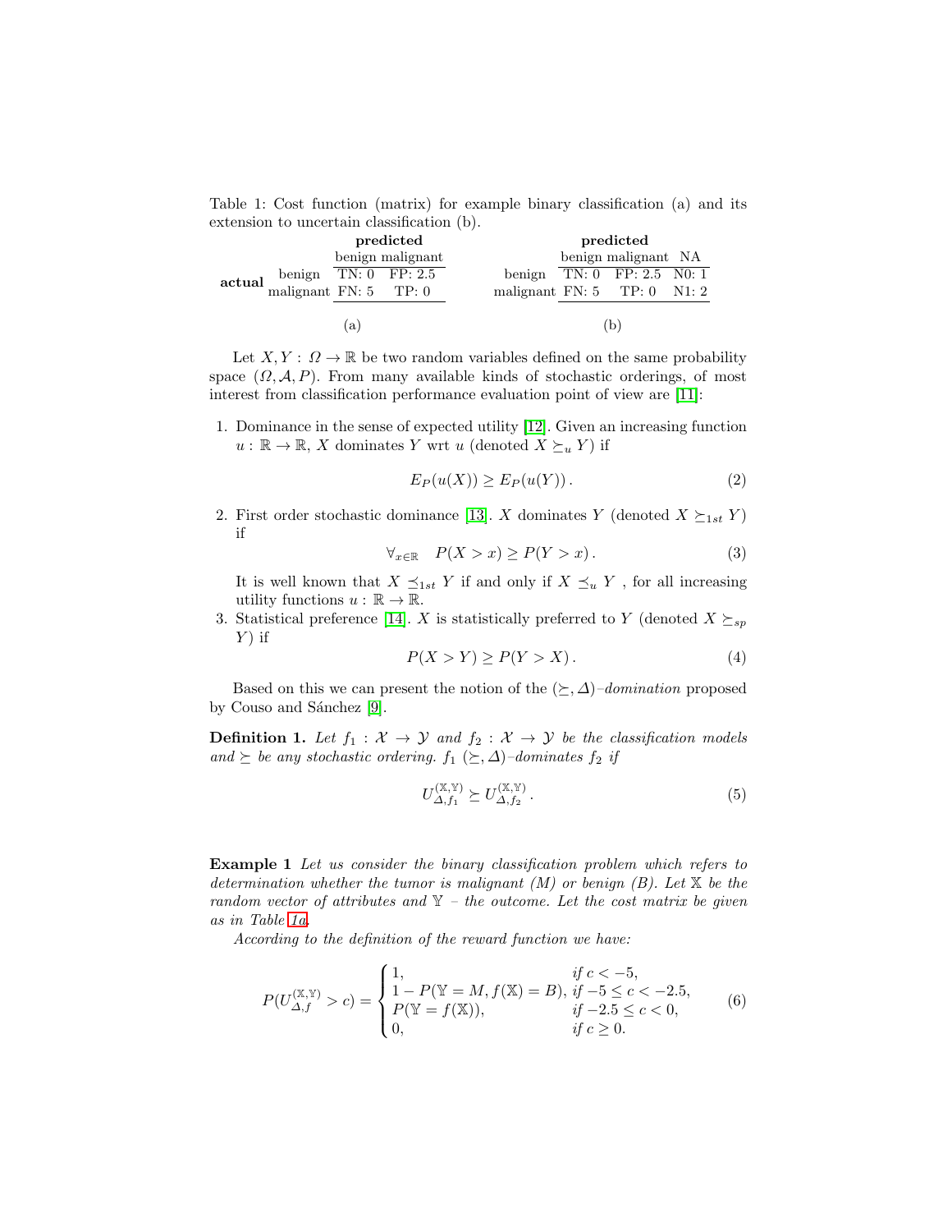Table 1: Cost function (matrix) for example binary classification (a) and its extension to uncertain classification (b).

(a)

| **actual** \ **predicted** | benign | malignant |
|---|---|---|
| benign | TN: 0 | FP: 2.5 |
| malignant | FN: 5 | TP: 0 |

(b)

| **actual** \ **predicted** | benign | malignant | NA |
|---|---|---|---|
| benign | TN: 0 | FP: 2.5 | N0: 1 |
| malignant | FN: 5 | TP: 0 | N1: 2 |

Let $X, Y : \Omega \to \mathbb{R}$ be two random variables defined on the same probability space $(\Omega, \mathcal{A}, P)$. From many available kinds of stochastic orderings, of most interest from classification performance evaluation point of view are [11]:

1. Dominance in the sense of expected utility [12]. Given an increasing function $u : \mathbb{R} \to \mathbb{R}$, $X$ dominates $Y$ wrt $u$ (denoted $X \succeq_u Y$) if
$$E_P(u(X)) \geq E_P(u(Y)) . \tag{2}$$
2. First order stochastic dominance [13]. $X$ dominates $Y$ (denoted $X \succeq_{1st} Y$) if
$$\forall_{x \in \mathbb{R}} \quad P(X > x) \geq P(Y > x) . \tag{3}$$
It is well known that $X \preceq_{1st} Y$ if and only if $X \preceq_u Y$ , for all increasing utility functions $u : \mathbb{R} \to \mathbb{R}$.
3. Statistical preference [14]. $X$ is statistically preferred to $Y$ (denoted $X \succeq_{sp} Y$) if
$$P(X > Y) \geq P(Y > X) . \tag{4}$$

Based on this we can present the notion of the $(\succeq, \Delta)$*–domination* proposed by Couso and Sánchez [9].

**Definition 1.** *Let $f_1 : \mathcal{X} \to \mathcal{Y}$ and $f_2 : \mathcal{X} \to \mathcal{Y}$ be the classification models and $\succeq$ be any stochastic ordering. $f_1$ $(\succeq, \Delta)$–dominates $f_2$ if*

$$U_{\Delta,f_1}^{(\mathbb{X},\mathbb{Y})} \succeq U_{\Delta,f_2}^{(\mathbb{X},\mathbb{Y})} . \tag{5}$$

**Example 1** *Let us consider the binary classification problem which refers to determination whether the tumor is malignant (M) or benign (B). Let $\mathbb{X}$ be the random vector of attributes and $\mathbb{Y}$ – the outcome. Let the cost matrix be given as in Table 1a.*

*According to the definition of the reward function we have:*

$$P(U_{\Delta,f}^{(\mathbb{X},\mathbb{Y})} > c) = \begin{cases} 1, & \text{if } c < -5, \\ 1 - P(\mathbb{Y} = M, f(\mathbb{X}) = B), & \text{if } -5 \leq c < -2.5, \\ P(\mathbb{Y} = f(\mathbb{X})), & \text{if } -2.5 \leq c < 0, \\ 0, & \text{if } c \geq 0. \end{cases} \tag{6}$$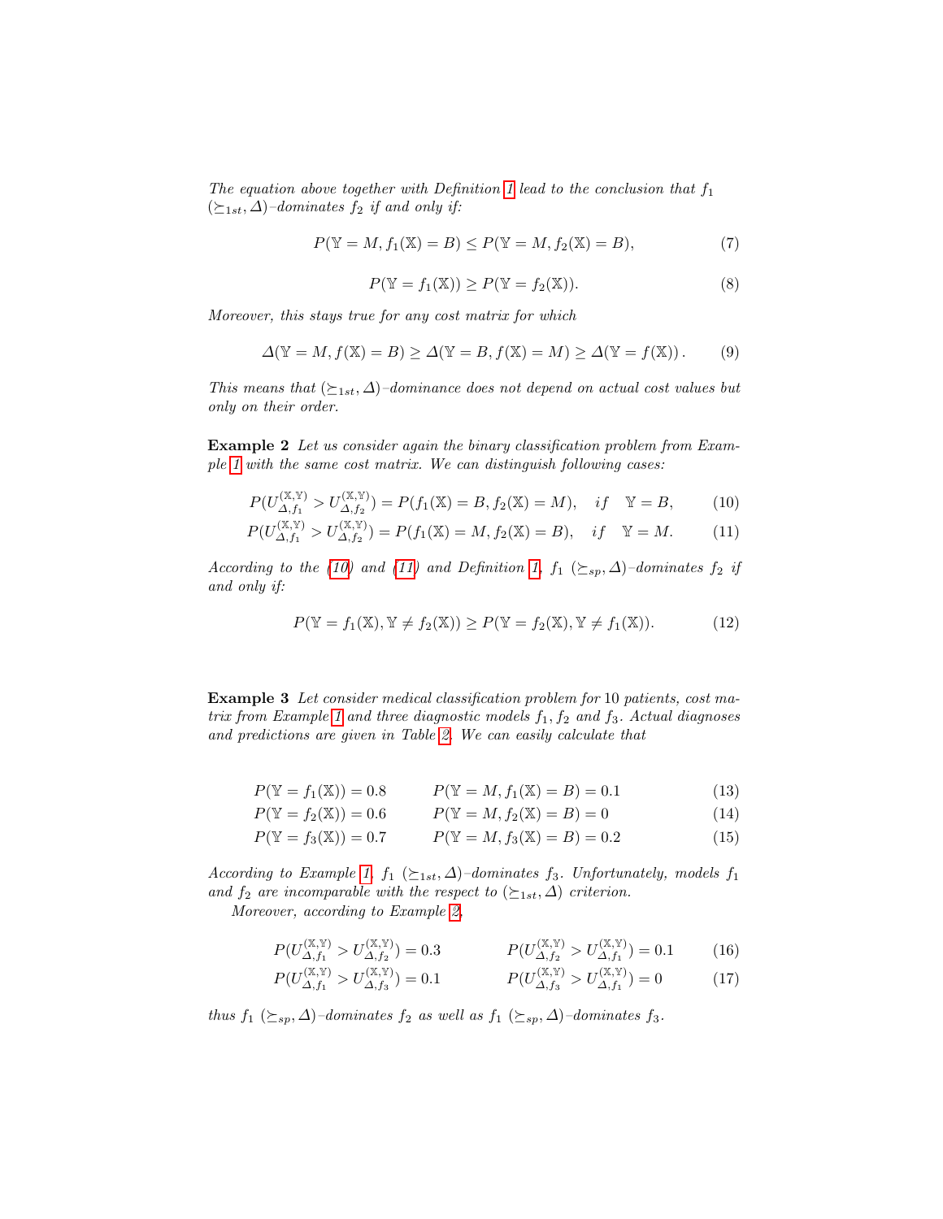*The equation above together with Definition 1 lead to the conclusion that $f_1$ $(\succeq_{1st}, \Delta)$–dominates $f_2$ if and only if:*

$$P(\mathbb{Y} = M, f_1(\mathbb{X}) = B) \leq P(\mathbb{Y} = M, f_2(\mathbb{X}) = B), \tag{7}$$

$$P(\mathbb{Y} = f_1(\mathbb{X})) \geq P(\mathbb{Y} = f_2(\mathbb{X})). \tag{8}$$

*Moreover, this stays true for any cost matrix for which*

$$\Delta(\mathbb{Y} = M, f(\mathbb{X}) = B) \geq \Delta(\mathbb{Y} = B, f(\mathbb{X}) = M) \geq \Delta(\mathbb{Y} = f(\mathbb{X}))\,. \tag{9}$$

*This means that $(\succeq_{1st}, \Delta)$–dominance does not depend on actual cost values but only on their order.*

**Example 2** *Let us consider again the binary classification problem from Example 1 with the same cost matrix. We can distinguish following cases:*

$$P(U^{(\mathbb{X},\mathbb{Y})}_{\Delta,f_1} > U^{(\mathbb{X},\mathbb{Y})}_{\Delta,f_2}) = P(f_1(\mathbb{X}) = B, f_2(\mathbb{X}) = M), \quad if \quad \mathbb{Y} = B, \tag{10}$$

$$P(U^{(\mathbb{X},\mathbb{Y})}_{\Delta,f_1} > U^{(\mathbb{X},\mathbb{Y})}_{\Delta,f_2}) = P(f_1(\mathbb{X}) = M, f_2(\mathbb{X}) = B), \quad if \quad \mathbb{Y} = M. \tag{11}$$

*According to the (10) and (11) and Definition 1, $f_1$ $(\succeq_{sp}, \Delta)$–dominates $f_2$ if and only if:*

$$P(\mathbb{Y} = f_1(\mathbb{X}), \mathbb{Y} \neq f_2(\mathbb{X})) \geq P(\mathbb{Y} = f_2(\mathbb{X}), \mathbb{Y} \neq f_1(\mathbb{X})). \tag{12}$$

**Example 3** *Let consider medical classification problem for 10 patients, cost matrix from Example 1 and three diagnostic models $f_1, f_2$ and $f_3$. Actual diagnoses and predictions are given in Table 2. We can easily calculate that*

$$P(\mathbb{Y} = f_1(\mathbb{X})) = 0.8 \qquad P(\mathbb{Y} = M, f_1(\mathbb{X}) = B) = 0.1 \tag{13}$$

$$P(\mathbb{Y} = f_2(\mathbb{X})) = 0.6 \qquad P(\mathbb{Y} = M, f_2(\mathbb{X}) = B) = 0 \tag{14}$$

$$P(\mathbb{Y} = f_3(\mathbb{X})) = 0.7 \qquad P(\mathbb{Y} = M, f_3(\mathbb{X}) = B) = 0.2 \tag{15}$$

*According to Example 1, $f_1$ $(\succeq_{1st}, \Delta)$–dominates $f_3$. Unfortunately, models $f_1$ and $f_2$ are incomparable with the respect to $(\succeq_{1st}, \Delta)$ criterion.*

*Moreover, according to Example 2,*

$$P(U^{(\mathbb{X},\mathbb{Y})}_{\Delta,f_1} > U^{(\mathbb{X},\mathbb{Y})}_{\Delta,f_2}) = 0.3 \qquad P(U^{(\mathbb{X},\mathbb{Y})}_{\Delta,f_2} > U^{(\mathbb{X},\mathbb{Y})}_{\Delta,f_1}) = 0.1 \tag{16}$$

$$P(U^{(\mathbb{X},\mathbb{Y})}_{\Delta,f_1} > U^{(\mathbb{X},\mathbb{Y})}_{\Delta,f_3}) = 0.1 \qquad P(U^{(\mathbb{X},\mathbb{Y})}_{\Delta,f_3} > U^{(\mathbb{X},\mathbb{Y})}_{\Delta,f_1}) = 0 \tag{17}$$

*thus $f_1$ $(\succeq_{sp}, \Delta)$–dominates $f_2$ as well as $f_1$ $(\succeq_{sp}, \Delta)$–dominates $f_3$.*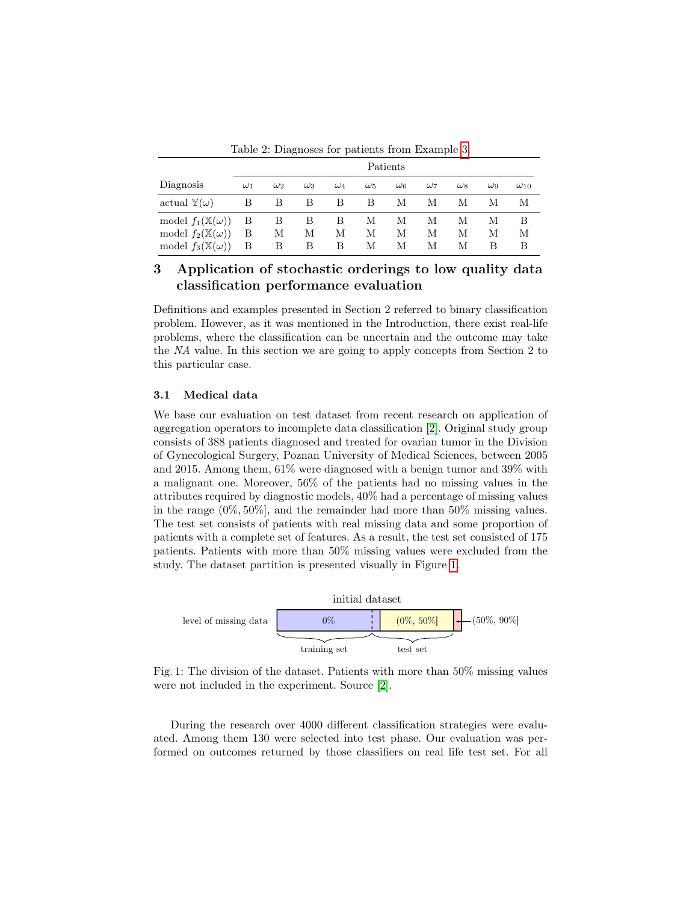Table 2: Diagnoses for patients from Example 3

| | Patients | | | | | | | | | |
|---|---|---|---|---|---|---|---|---|---|---|
| Diagnosis | $\omega_1$ | $\omega_2$ | $\omega_3$ | $\omega_4$ | $\omega_5$ | $\omega_6$ | $\omega_7$ | $\omega_8$ | $\omega_9$ | $\omega_{10}$ |
| actual $\mathbb{Y}(\omega)$ | B | B | B | B | B | M | M | M | M | M |
| model $f_1(\mathbb{X}(\omega))$ | B | B | B | B | M | M | M | M | M | B |
| model $f_2(\mathbb{X}(\omega))$ | B | M | M | M | M | M | M | M | M | M |
| model $f_3(\mathbb{X}(\omega))$ | B | B | B | B | M | M | M | M | B | B |

## 3 Application of stochastic orderings to low quality data classification performance evaluation

Definitions and examples presented in Section 2 referred to binary classification problem. However, as it was mentioned in the Introduction, there exist real-life problems, where the classification can be uncertain and the outcome may take the *NA* value. In this section we are going to apply concepts from Section 2 to this particular case.

### 3.1 Medical data

We base our evaluation on test dataset from recent research on application of aggregation operators to incomplete data classification [2]. Original study group consists of 388 patients diagnosed and treated for ovarian tumor in the Division of Gynecological Surgery, Poznan University of Medical Sciences, between 2005 and 2015. Among them, 61% were diagnosed with a benign tumor and 39% with a malignant one. Moreover, 56% of the patients had no missing values in the attributes required by diagnostic models, 40% had a percentage of missing values in the range $(0\%, 50\%]$, and the remainder had more than 50% missing values. The test set consists of patients with real missing data and some proportion of patients with a complete set of features. As a result, the test set consisted of 175 patients. Patients with more than 50% missing values were excluded from the study. The dataset partition is presented visually in Figure 1.

initial dataset

level of missing data | 0% | (0%, 50%] | (50%, 90%]

training set | test set

Fig. 1: The division of the dataset. Patients with more than 50% missing values were not included in the experiment. Source [2].

During the research over 4000 different classification strategies were evaluated. Among them 130 were selected into test phase. Our evaluation was performed on outcomes returned by those classifiers on real life test set. For all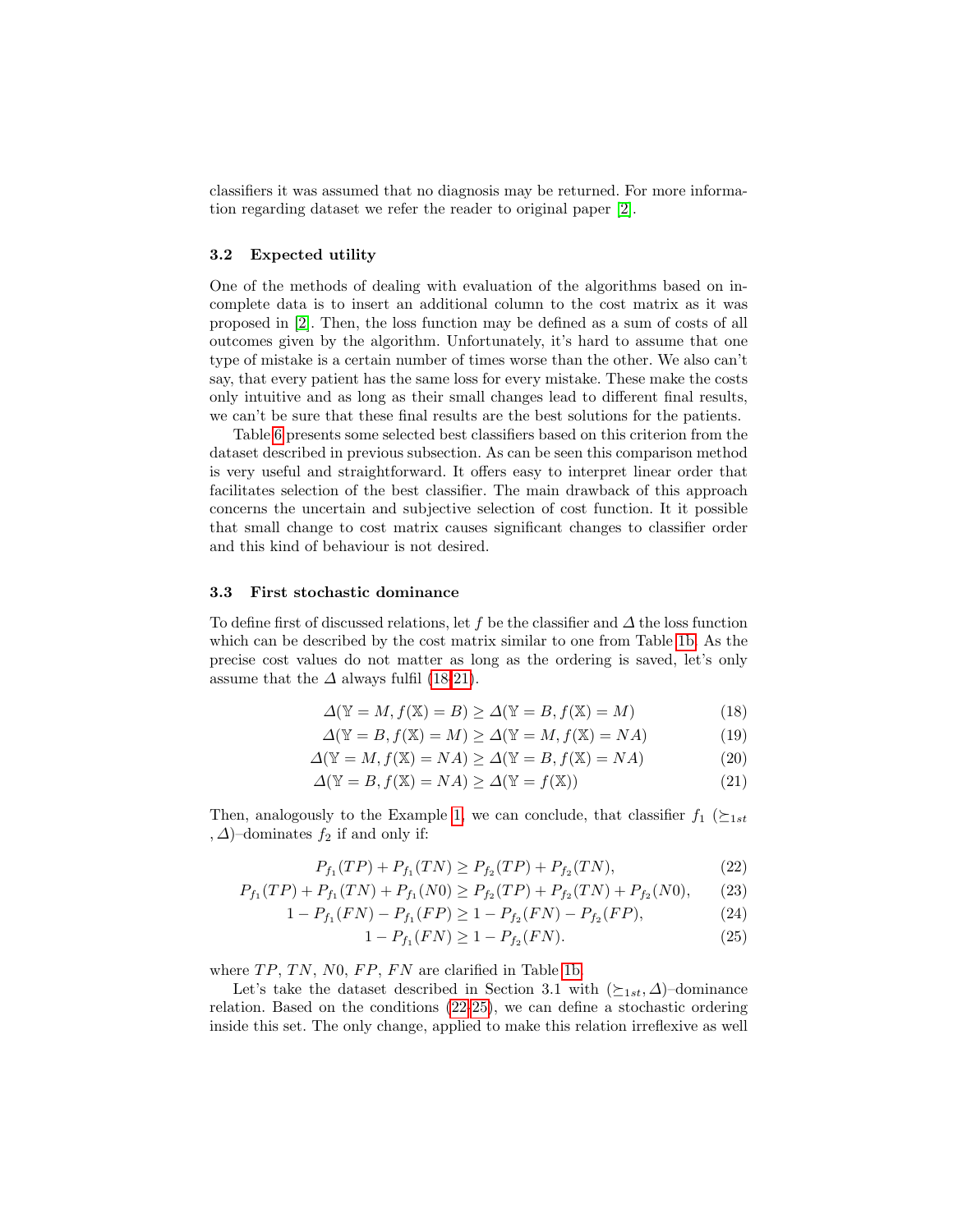classifiers it was assumed that no diagnosis may be returned. For more information regarding dataset we refer the reader to original paper [2].

### 3.2 Expected utility

One of the methods of dealing with evaluation of the algorithms based on incomplete data is to insert an additional column to the cost matrix as it was proposed in [2]. Then, the loss function may be defined as a sum of costs of all outcomes given by the algorithm. Unfortunately, it's hard to assume that one type of mistake is a certain number of times worse than the other. We also can't say, that every patient has the same loss for every mistake. These make the costs only intuitive and as long as their small changes lead to different final results, we can't be sure that these final results are the best solutions for the patients.

Table 6 presents some selected best classifiers based on this criterion from the dataset described in previous subsection. As can be seen this comparison method is very useful and straightforward. It offers easy to interpret linear order that facilitates selection of the best classifier. The main drawback of this approach concerns the uncertain and subjective selection of cost function. It it possible that small change to cost matrix causes significant changes to classifier order and this kind of behaviour is not desired.

### 3.3 First stochastic dominance

To define first of discussed relations, let $f$ be the classifier and $\Delta$ the loss function which can be described by the cost matrix similar to one from Table 1b. As the precise cost values do not matter as long as the ordering is saved, let's only assume that the $\Delta$ always fulfil (18-21).

$$\Delta(\mathbb{Y} = M, f(\mathbb{X}) = B) \geq \Delta(\mathbb{Y} = B, f(\mathbb{X}) = M) \tag{18}$$

$$\Delta(\mathbb{Y} = B, f(\mathbb{X}) = M) \geq \Delta(\mathbb{Y} = M, f(\mathbb{X}) = NA) \tag{19}$$

$$\Delta(\mathbb{Y} = M, f(\mathbb{X}) = NA) \geq \Delta(\mathbb{Y} = B, f(\mathbb{X}) = NA) \tag{20}$$

$$\Delta(\mathbb{Y} = B, f(\mathbb{X}) = NA) \geq \Delta(\mathbb{Y} = f(\mathbb{X})) \tag{21}$$

Then, analogously to the Example 1, we can conclude, that classifier $f_1$ ($\succeq_{1st}, \Delta$)–dominates $f_2$ if and only if:

$$P_{f_1}(TP) + P_{f_1}(TN) \geq P_{f_2}(TP) + P_{f_2}(TN), \tag{22}$$

$$P_{f_1}(TP) + P_{f_1}(TN) + P_{f_1}(N0) \geq P_{f_2}(TP) + P_{f_2}(TN) + P_{f_2}(N0), \tag{23}$$

$$1 - P_{f_1}(FN) - P_{f_1}(FP) \geq 1 - P_{f_2}(FN) - P_{f_2}(FP), \tag{24}$$

$$1 - P_{f_1}(FN) \geq 1 - P_{f_2}(FN). \tag{25}$$

where $TP$, $TN$, $N0$, $FP$, $FN$ are clarified in Table 1b.

Let's take the dataset described in Section 3.1 with ($\succeq_{1st}, \Delta$)–dominance relation. Based on the conditions (22-25), we can define a stochastic ordering inside this set. The only change, applied to make this relation irreflexive as well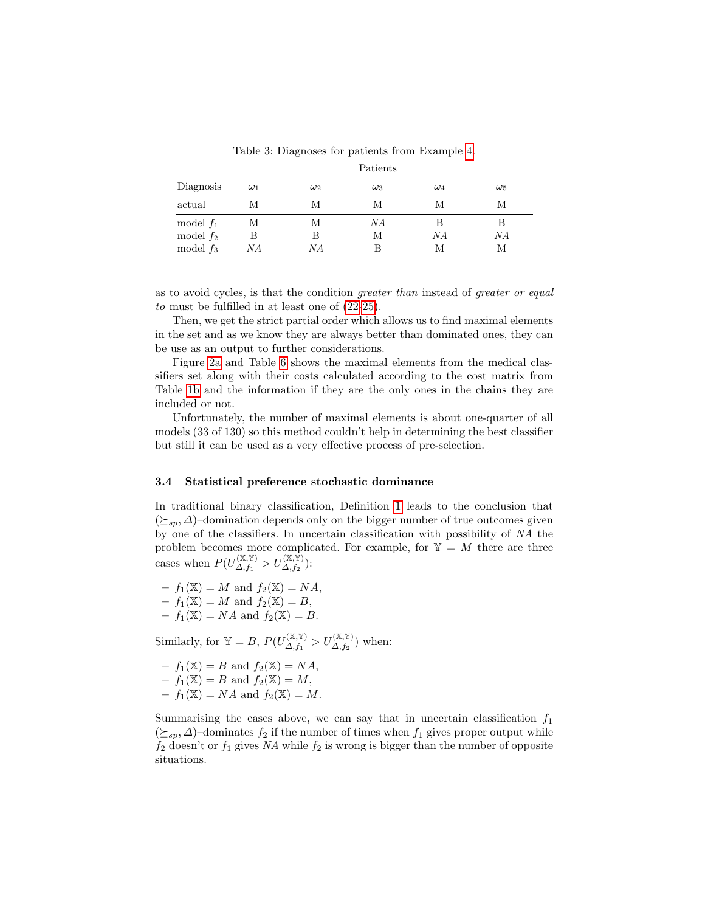Table 3: Diagnoses for patients from Example 4

| Diagnosis | Patients | | | | |
|---|---|---|---|---|---|
| | $\omega_1$ | $\omega_2$ | $\omega_3$ | $\omega_4$ | $\omega_5$ |
| actual | M | M | M | M | M |
| model $f_1$ | M | M | *NA* | B | B |
| model $f_2$ | B | B | M | *NA* | *NA* |
| model $f_3$ | *NA* | *NA* | B | M | M |

as to avoid cycles, is that the condition *greater than* instead of *greater or equal to* must be fulfilled in at least one of (22-25).

Then, we get the strict partial order which allows us to find maximal elements in the set and as we know they are always better than dominated ones, they can be use as an output to further considerations.

Figure 2a and Table 6 shows the maximal elements from the medical classifiers set along with their costs calculated according to the cost matrix from Table 1b and the information if they are the only ones in the chains they are included or not.

Unfortunately, the number of maximal elements is about one-quarter of all models (33 of 130) so this method couldn't help in determining the best classifier but still it can be used as a very effective process of pre-selection.

### 3.4 Statistical preference stochastic dominance

In traditional binary classification, Definition 1 leads to the conclusion that $(\succeq_{sp}, \Delta)$–domination depends only on the bigger number of true outcomes given by one of the classifiers. In uncertain classification with possibility of *NA* the problem becomes more complicated. For example, for $\mathbb{Y} = M$ there are three cases when $P(U_{\Delta,f_1}^{(\mathbb{X},\mathbb{Y})} > U_{\Delta,f_2}^{(\mathbb{X},\mathbb{Y})})$:

- $f_1(\mathbb{X}) = M$ and $f_2(\mathbb{X}) = NA$,
- $f_1(\mathbb{X}) = M$ and $f_2(\mathbb{X}) = B$,
- $f_1(\mathbb{X}) = NA$ and $f_2(\mathbb{X}) = B$.

Similarly, for $\mathbb{Y} = B$, $P(U_{\Delta,f_1}^{(\mathbb{X},\mathbb{Y})} > U_{\Delta,f_2}^{(\mathbb{X},\mathbb{Y})})$ when:

- $f_1(\mathbb{X}) = B$ and $f_2(\mathbb{X}) = NA$,
- $f_1(\mathbb{X}) = B$ and $f_2(\mathbb{X}) = M$,
- $f_1(\mathbb{X}) = NA$ and $f_2(\mathbb{X}) = M$.

Summarising the cases above, we can say that in uncertain classification $f_1$ $(\succeq_{sp}, \Delta)$–dominates $f_2$ if the number of times when $f_1$ gives proper output while $f_2$ doesn't or $f_1$ gives *NA* while $f_2$ is wrong is bigger than the number of opposite situations.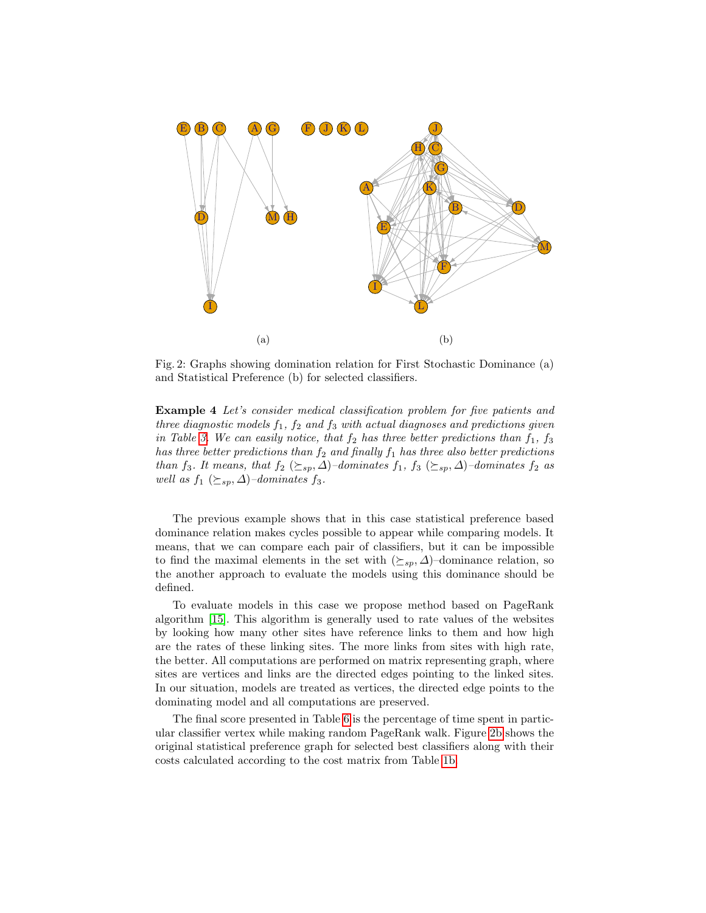(a) (b)

Fig. 2: Graphs showing domination relation for First Stochastic Dominance (a) and Statistical Preference (b) for selected classifiers.

**Example 4** *Let's consider medical classification problem for five patients and three diagnostic models $f_1$, $f_2$ and $f_3$ with actual diagnoses and predictions given in Table 3. We can easily notice, that $f_2$ has three better predictions than $f_1$, $f_3$ has three better predictions than $f_2$ and finally $f_1$ has three also better predictions than $f_3$. It means, that $f_2$ $(\succeq_{sp}, \Delta)$–dominates $f_1$, $f_3$ $(\succeq_{sp}, \Delta)$–dominates $f_2$ as well as $f_1$ $(\succeq_{sp}, \Delta)$–dominates $f_3$.*

The previous example shows that in this case statistical preference based dominance relation makes cycles possible to appear while comparing models. It means, that we can compare each pair of classifiers, but it can be impossible to find the maximal elements in the set with $(\succeq_{sp}, \Delta)$–dominance relation, so the another approach to evaluate the models using this dominance should be defined.

To evaluate models in this case we propose method based on PageRank algorithm [15]. This algorithm is generally used to rate values of the websites by looking how many other sites have reference links to them and how high are the rates of these linking sites. The more links from sites with high rate, the better. All computations are performed on matrix representing graph, where sites are vertices and links are the directed edges pointing to the linked sites. In our situation, models are treated as vertices, the directed edge points to the dominating model and all computations are preserved.

The final score presented in Table 6 is the percentage of time spent in particular classifier vertex while making random PageRank walk. Figure 2b shows the original statistical preference graph for selected best classifiers along with their costs calculated according to the cost matrix from Table 1b.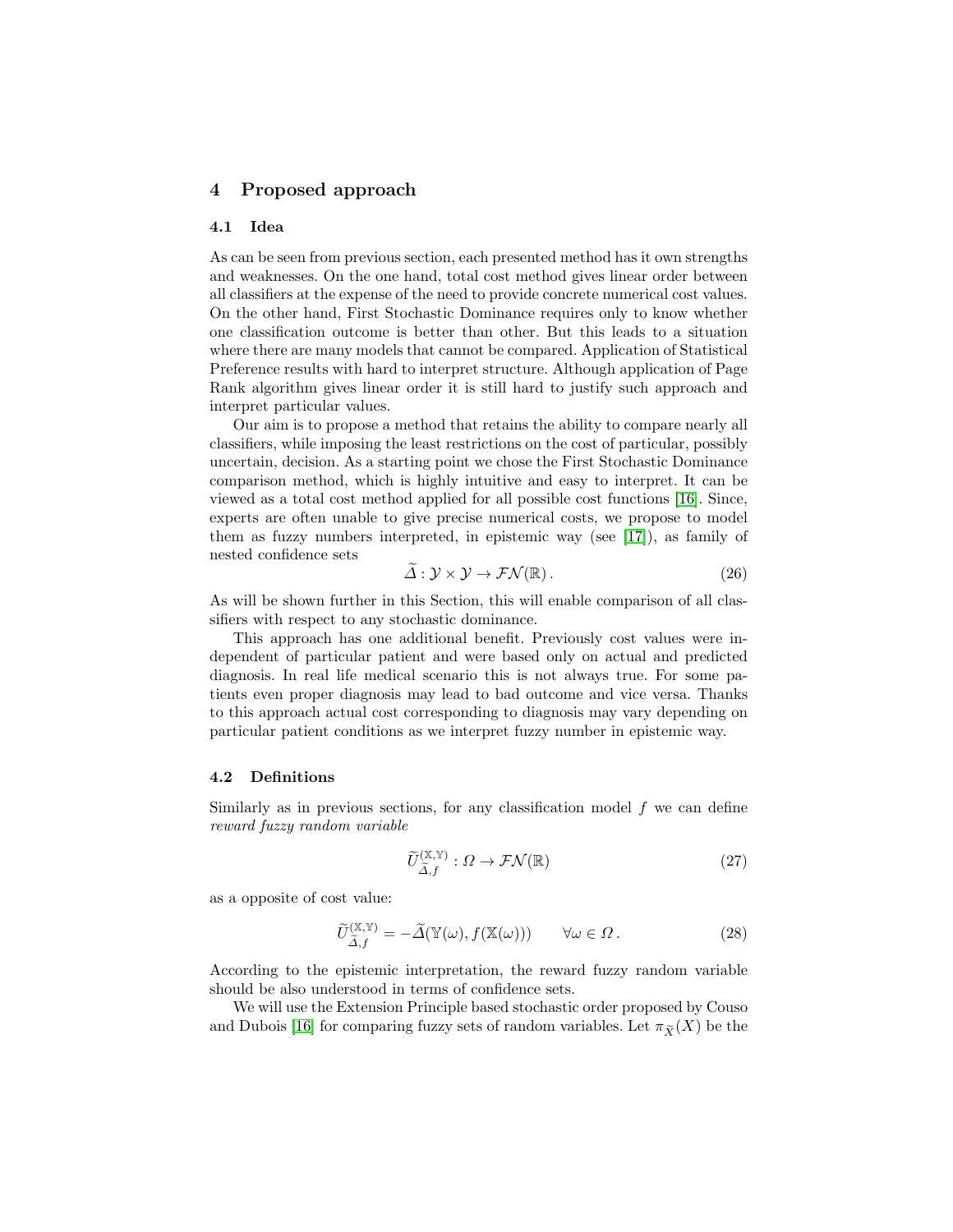## 4 Proposed approach

### 4.1 Idea

As can be seen from previous section, each presented method has it own strengths and weaknesses. On the one hand, total cost method gives linear order between all classifiers at the expense of the need to provide concrete numerical cost values. On the other hand, First Stochastic Dominance requires only to know whether one classification outcome is better than other. But this leads to a situation where there are many models that cannot be compared. Application of Statistical Preference results with hard to interpret structure. Although application of Page Rank algorithm gives linear order it is still hard to justify such approach and interpret particular values.

Our aim is to propose a method that retains the ability to compare nearly all classifiers, while imposing the least restrictions on the cost of particular, possibly uncertain, decision. As a starting point we chose the First Stochastic Dominance comparison method, which is highly intuitive and easy to interpret. It can be viewed as a total cost method applied for all possible cost functions [16]. Since, experts are often unable to give precise numerical costs, we propose to model them as fuzzy numbers interpreted, in epistemic way (see [17]), as family of nested confidence sets

$$\widetilde{\Delta} : \mathcal{Y} \times \mathcal{Y} \to \mathcal{FN}(\mathbb{R})\,. \tag{26}$$

As will be shown further in this Section, this will enable comparison of all classifiers with respect to any stochastic dominance.

This approach has one additional benefit. Previously cost values were independent of particular patient and were based only on actual and predicted diagnosis. In real life medical scenario this is not always true. For some patients even proper diagnosis may lead to bad outcome and vice versa. Thanks to this approach actual cost corresponding to diagnosis may vary depending on particular patient conditions as we interpret fuzzy number in epistemic way.

### 4.2 Definitions

Similarly as in previous sections, for any classification model $f$ we can define *reward fuzzy random variable*

$$\widetilde{U}^{(\mathbb{X},\mathbb{Y})}_{\widetilde{\Delta},f} : \Omega \to \mathcal{FN}(\mathbb{R}) \tag{27}$$

as a opposite of cost value:

$$\widetilde{U}^{(\mathbb{X},\mathbb{Y})}_{\widetilde{\Delta},f} = -\widetilde{\Delta}(\mathbb{Y}(\omega), f(\mathbb{X}(\omega))) \qquad \forall \omega \in \Omega\,. \tag{28}$$

According to the epistemic interpretation, the reward fuzzy random variable should be also understood in terms of confidence sets.

We will use the Extension Principle based stochastic order proposed by Couso and Dubois [16] for comparing fuzzy sets of random variables. Let $\pi_{\widetilde{X}}(X)$ be the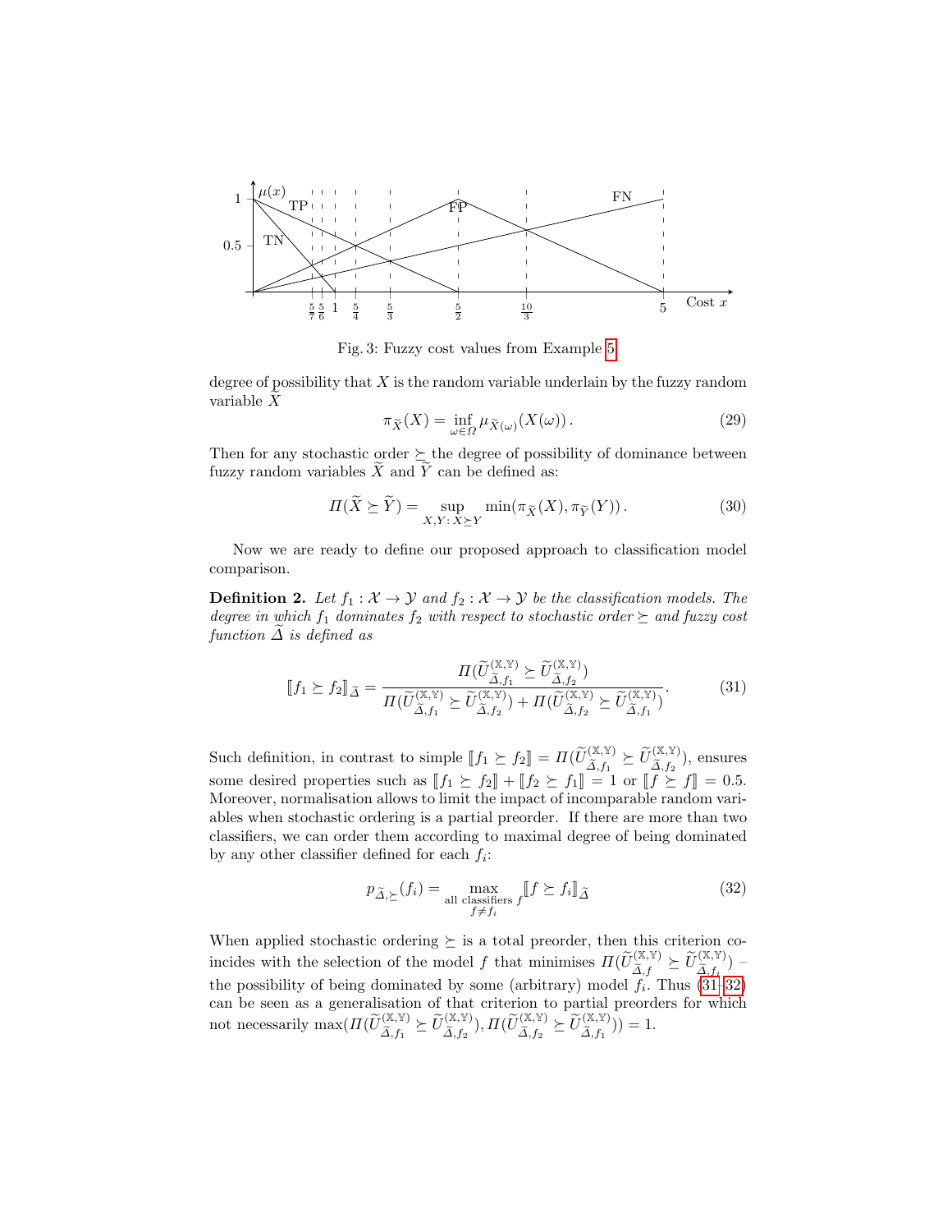Fig. 3: Fuzzy cost values from Example 5.

degree of possibility that $X$ is the random variable underlain by the fuzzy random variable $\widetilde{X}$

$$\pi_{\widetilde{X}}(X) = \inf_{\omega \in \Omega} \mu_{\widetilde{X}(\omega)}(X(\omega)) \,. \tag{29}$$

Then for any stochastic order $\succeq$ the degree of possibility of dominance between fuzzy random variables $\widetilde{X}$ and $\widetilde{Y}$ can be defined as:

$$\Pi(\widetilde{X} \succeq \widetilde{Y}) = \sup_{X,Y \colon X \succeq Y} \min(\pi_{\widetilde{X}}(X), \pi_{\widetilde{Y}}(Y)) \,. \tag{30}$$

Now we are ready to define our proposed approach to classification model comparison.

**Definition 2.** *Let $f_1 : \mathcal{X} \to \mathcal{Y}$ and $f_2 : \mathcal{X} \to \mathcal{Y}$ be the classification models. The degree in which $f_1$ dominates $f_2$ with respect to stochastic order $\succeq$ and fuzzy cost function $\widetilde{\Delta}$ is defined as*

$$[\![ f_1 \succeq f_2 ]\!]_{\widetilde{\Delta}} = \frac{\Pi(\widetilde{U}^{(\mathbb{X},\mathbb{Y})}_{\widetilde{\Delta},f_1} \succeq \widetilde{U}^{(\mathbb{X},\mathbb{Y})}_{\widetilde{\Delta},f_2})}{\Pi(\widetilde{U}^{(\mathbb{X},\mathbb{Y})}_{\widetilde{\Delta},f_1} \succeq \widetilde{U}^{(\mathbb{X},\mathbb{Y})}_{\widetilde{\Delta},f_2}) + \Pi(\widetilde{U}^{(\mathbb{X},\mathbb{Y})}_{\widetilde{\Delta},f_2} \succeq \widetilde{U}^{(\mathbb{X},\mathbb{Y})}_{\widetilde{\Delta},f_1})}. \tag{31}$$

Such definition, in contrast to simple $[\![ f_1 \succeq f_2 ]\!] = \Pi(\widetilde{U}^{(\mathbb{X},\mathbb{Y})}_{\widetilde{\Delta},f_1} \succeq \widetilde{U}^{(\mathbb{X},\mathbb{Y})}_{\widetilde{\Delta},f_2})$, ensures some desired properties such as $[\![ f_1 \succeq f_2 ]\!] + [\![ f_2 \succeq f_1 ]\!] = 1$ or $[\![ f \succeq f ]\!] = 0.5$. Moreover, normalisation allows to limit the impact of incomparable random variables when stochastic ordering is a partial preorder. If there are more than two classifiers, we can order them according to maximal degree of being dominated by any other classifier defined for each $f_i$:

$$p_{\widetilde{\Delta},\succeq}(f_i) = \max_{\substack{\text{all classifiers } f \\ f \neq f_i}} [\![ f \succeq f_i ]\!]_{\widetilde{\Delta}} \tag{32}$$

When applied stochastic ordering $\succeq$ is a total preorder, then this criterion coincides with the selection of the model $f$ that minimises $\Pi(\widetilde{U}^{(\mathbb{X},\mathbb{Y})}_{\widetilde{\Delta},f} \succeq \widetilde{U}^{(\mathbb{X},\mathbb{Y})}_{\widetilde{\Delta},f_i})$ – the possibility of being dominated by some (arbitrary) model $f_i$. Thus (31–32) can be seen as a generalisation of that criterion to partial preorders for which not necessarily $\max(\Pi(\widetilde{U}^{(\mathbb{X},\mathbb{Y})}_{\widetilde{\Delta},f_1} \succeq \widetilde{U}^{(\mathbb{X},\mathbb{Y})}_{\widetilde{\Delta},f_2}), \Pi(\widetilde{U}^{(\mathbb{X},\mathbb{Y})}_{\widetilde{\Delta},f_2} \succeq \widetilde{U}^{(\mathbb{X},\mathbb{Y})}_{\widetilde{\Delta},f_1})) = 1$.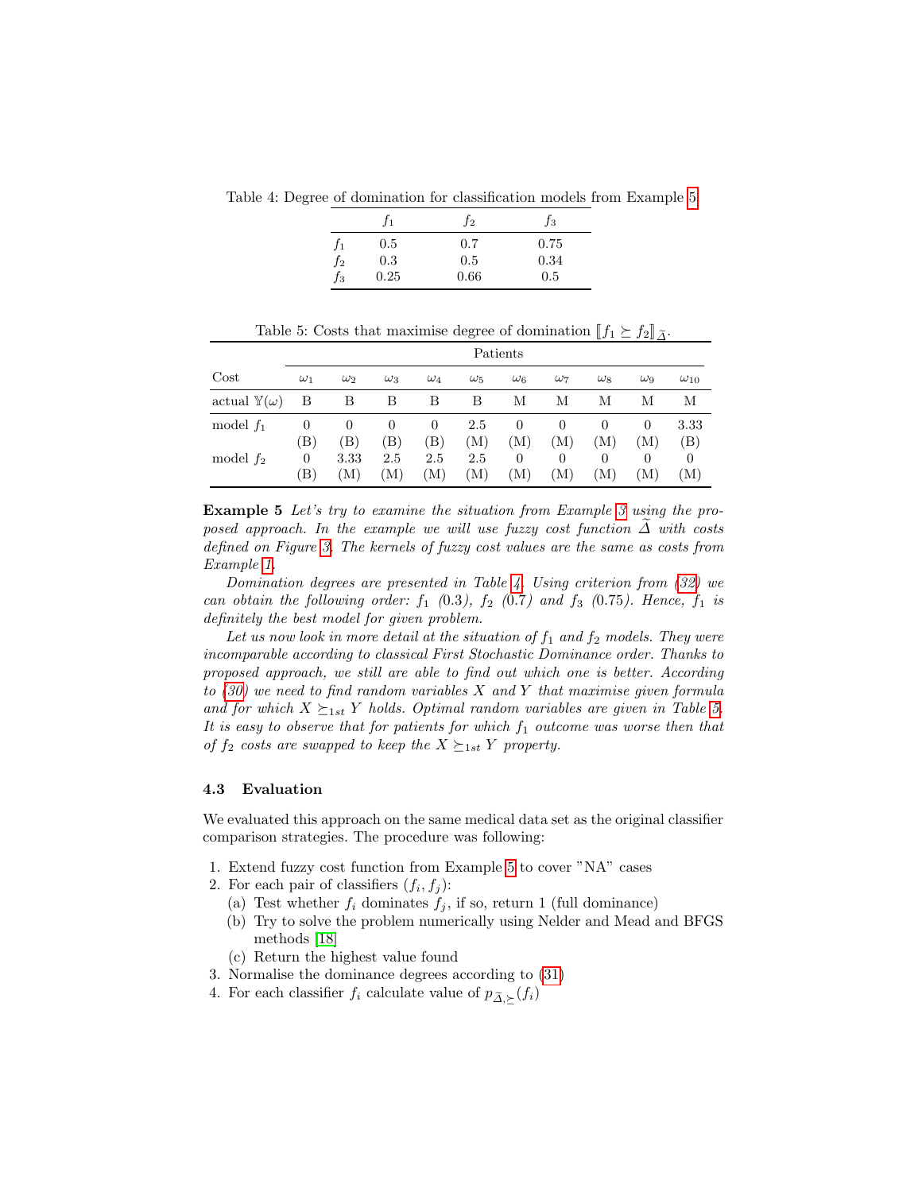Table 4: Degree of domination for classification models from Example 5

|  | $f_1$ | $f_2$ | $f_3$ |
|---|---|---|---|
| $f_1$ | 0.5 | 0.7 | 0.75 |
| $f_2$ | 0.3 | 0.5 | 0.34 |
| $f_3$ | 0.25 | 0.66 | 0.5 |

Table 5: Costs that maximise degree of domination $[\![f_1 \succeq f_2]\!]_{\widetilde{\Delta}}$.

|  | Patients | | | | | | | | | |
|---|---|---|---|---|---|---|---|---|---|---|
| Cost | $\omega_1$ | $\omega_2$ | $\omega_3$ | $\omega_4$ | $\omega_5$ | $\omega_6$ | $\omega_7$ | $\omega_8$ | $\omega_9$ | $\omega_{10}$ |
| actual $\mathbb{Y}(\omega)$ | B | B | B | B | B | M | M | M | M | M |
| model $f_1$ | 0 (B) | 0 (B) | 0 (B) | 0 (B) | 2.5 (M) | 0 (M) | 0 (M) | 0 (M) | 0 (M) | 3.33 (B) |
| model $f_2$ | 0 (B) | 3.33 (M) | 2.5 (M) | 2.5 (M) | 2.5 (M) | 0 (M) | 0 (M) | 0 (M) | 0 (M) | 0 (M) |

**Example 5** *Let's try to examine the situation from Example 3 using the proposed approach. In the example we will use fuzzy cost function $\widetilde{\Delta}$ with costs defined on Figure 3. The kernels of fuzzy cost values are the same as costs from Example 1.*

*Domination degrees are presented in Table 4. Using criterion from (32) we can obtain the following order: $f_1$ (0.3), $f_2$ (0.7) and $f_3$ (0.75). Hence, $f_1$ is definitely the best model for given problem.*

*Let us now look in more detail at the situation of $f_1$ and $f_2$ models. They were incomparable according to classical First Stochastic Dominance order. Thanks to proposed approach, we still are able to find out which one is better. According to (30) we need to find random variables $X$ and $Y$ that maximise given formula and for which $X \succeq_{1st} Y$ holds. Optimal random variables are given in Table 5. It is easy to observe that for patients for which $f_1$ outcome was worse then that of $f_2$ costs are swapped to keep the $X \succeq_{1st} Y$ property.*

### 4.3 Evaluation

We evaluated this approach on the same medical data set as the original classifier comparison strategies. The procedure was following:

1. Extend fuzzy cost function from Example 5 to cover "NA" cases
2. For each pair of classifiers $(f_i, f_j)$:
   (a) Test whether $f_i$ dominates $f_j$, if so, return 1 (full dominance)
   (b) Try to solve the problem numerically using Nelder and Mead and BFGS methods [18]
   (c) Return the highest value found
3. Normalise the dominance degrees according to (31)
4. For each classifier $f_i$ calculate value of $p_{\widetilde{\Delta},\succeq}(f_i)$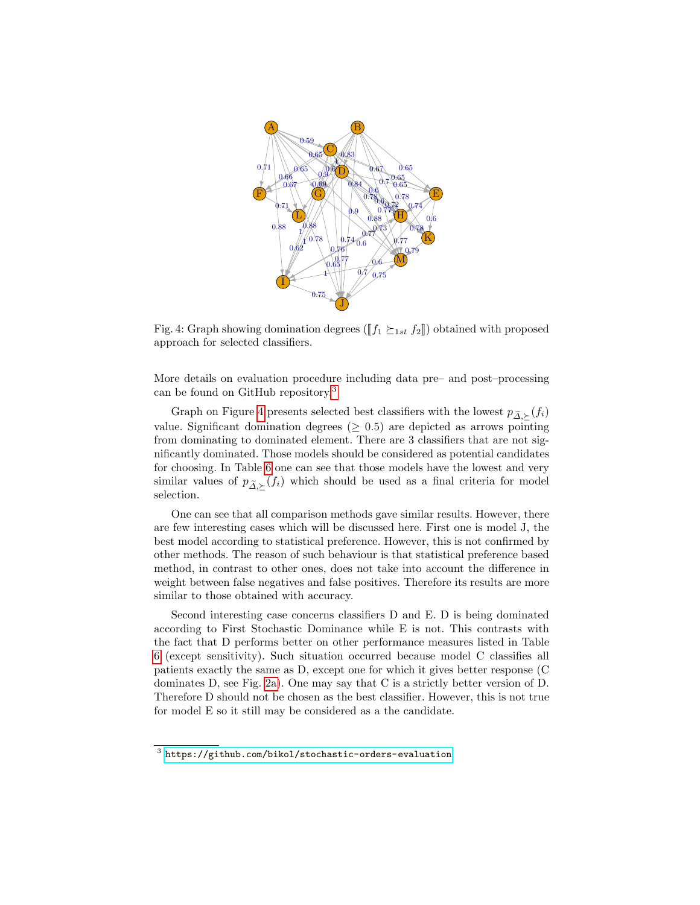Fig. 4: Graph showing domination degrees ($[\![f_1 \succeq_{1st} f_2]\!]$) obtained with proposed approach for selected classifiers.

More details on evaluation procedure including data pre– and post–processing can be found on GitHub repository[3].

Graph on Figure 4 presents selected best classifiers with the lowest $p_{\widetilde{\Delta},\succeq}(f_i)$ value. Significant domination degrees ($\geq 0.5$) are depicted as arrows pointing from dominating to dominated element. There are 3 classifiers that are not significantly dominated. Those models should be considered as potential candidates for choosing. In Table 6 one can see that those models have the lowest and very similar values of $p_{\widetilde{\Delta},\succeq}(f_i)$ which should be used as a final criteria for model selection.

One can see that all comparison methods gave similar results. However, there are few interesting cases which will be discussed here. First one is model J, the best model according to statistical preference. However, this is not confirmed by other methods. The reason of such behaviour is that statistical preference based method, in contrast to other ones, does not take into account the difference in weight between false negatives and false positives. Therefore its results are more similar to those obtained with accuracy.

Second interesting case concerns classifiers D and E. D is being dominated according to First Stochastic Dominance while E is not. This contrasts with the fact that D performs better on other performance measures listed in Table 6 (except sensitivity). Such situation occurred because model C classifies all patients exactly the same as D, except one for which it gives better response (C dominates D, see Fig. 2a). One may say that C is a strictly better version of D. Therefore D should not be chosen as the best classifier. However, this is not true for model E so it still may be considered as a the candidate.

[3] https://github.com/bikol/stochastic-orders-evaluation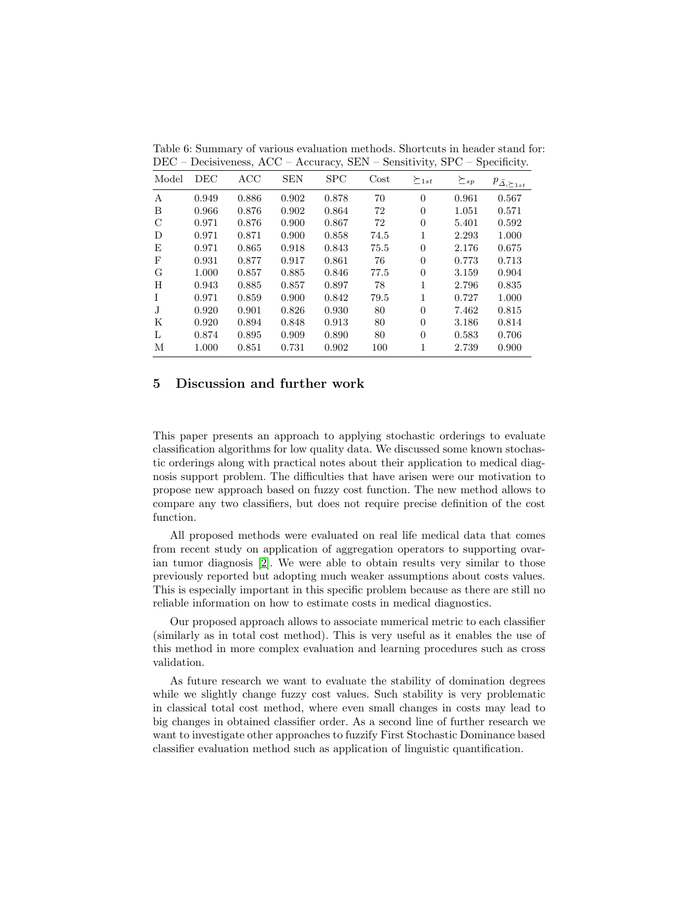Table 6: Summary of various evaluation methods. Shortcuts in header stand for: DEC – Decisiveness, ACC – Accuracy, SEN – Sensitivity, SPC – Specificity.

| Model | DEC | ACC | SEN | SPC | Cost | $\succeq_{1st}$ | $\succeq_{sp}$ | $p_{\tilde{\Delta},\succeq_{1st}}$ |
|---|---|---|---|---|---|---|---|---|
| A | 0.949 | 0.886 | 0.902 | 0.878 | 70 | 0 | 0.961 | 0.567 |
| B | 0.966 | 0.876 | 0.902 | 0.864 | 72 | 0 | 1.051 | 0.571 |
| C | 0.971 | 0.876 | 0.900 | 0.867 | 72 | 0 | 5.401 | 0.592 |
| D | 0.971 | 0.871 | 0.900 | 0.858 | 74.5 | 1 | 2.293 | 1.000 |
| E | 0.971 | 0.865 | 0.918 | 0.843 | 75.5 | 0 | 2.176 | 0.675 |
| F | 0.931 | 0.877 | 0.917 | 0.861 | 76 | 0 | 0.773 | 0.713 |
| G | 1.000 | 0.857 | 0.885 | 0.846 | 77.5 | 0 | 3.159 | 0.904 |
| H | 0.943 | 0.885 | 0.857 | 0.897 | 78 | 1 | 2.796 | 0.835 |
| I | 0.971 | 0.859 | 0.900 | 0.842 | 79.5 | 1 | 0.727 | 1.000 |
| J | 0.920 | 0.901 | 0.826 | 0.930 | 80 | 0 | 7.462 | 0.815 |
| K | 0.920 | 0.894 | 0.848 | 0.913 | 80 | 0 | 3.186 | 0.814 |
| L | 0.874 | 0.895 | 0.909 | 0.890 | 80 | 0 | 0.583 | 0.706 |
| M | 1.000 | 0.851 | 0.731 | 0.902 | 100 | 1 | 2.739 | 0.900 |

## 5 Discussion and further work

This paper presents an approach to applying stochastic orderings to evaluate classification algorithms for low quality data. We discussed some known stochastic orderings along with practical notes about their application to medical diagnosis support problem. The difficulties that have arisen were our motivation to propose new approach based on fuzzy cost function. The new method allows to compare any two classifiers, but does not require precise definition of the cost function.

All proposed methods were evaluated on real life medical data that comes from recent study on application of aggregation operators to supporting ovarian tumor diagnosis [2]. We were able to obtain results very similar to those previously reported but adopting much weaker assumptions about costs values. This is especially important in this specific problem because as there are still no reliable information on how to estimate costs in medical diagnostics.

Our proposed approach allows to associate numerical metric to each classifier (similarly as in total cost method). This is very useful as it enables the use of this method in more complex evaluation and learning procedures such as cross validation.

As future research we want to evaluate the stability of domination degrees while we slightly change fuzzy cost values. Such stability is very problematic in classical total cost method, where even small changes in costs may lead to big changes in obtained classifier order. As a second line of further research we want to investigate other approaches to fuzzify First Stochastic Dominance based classifier evaluation method such as application of linguistic quantification.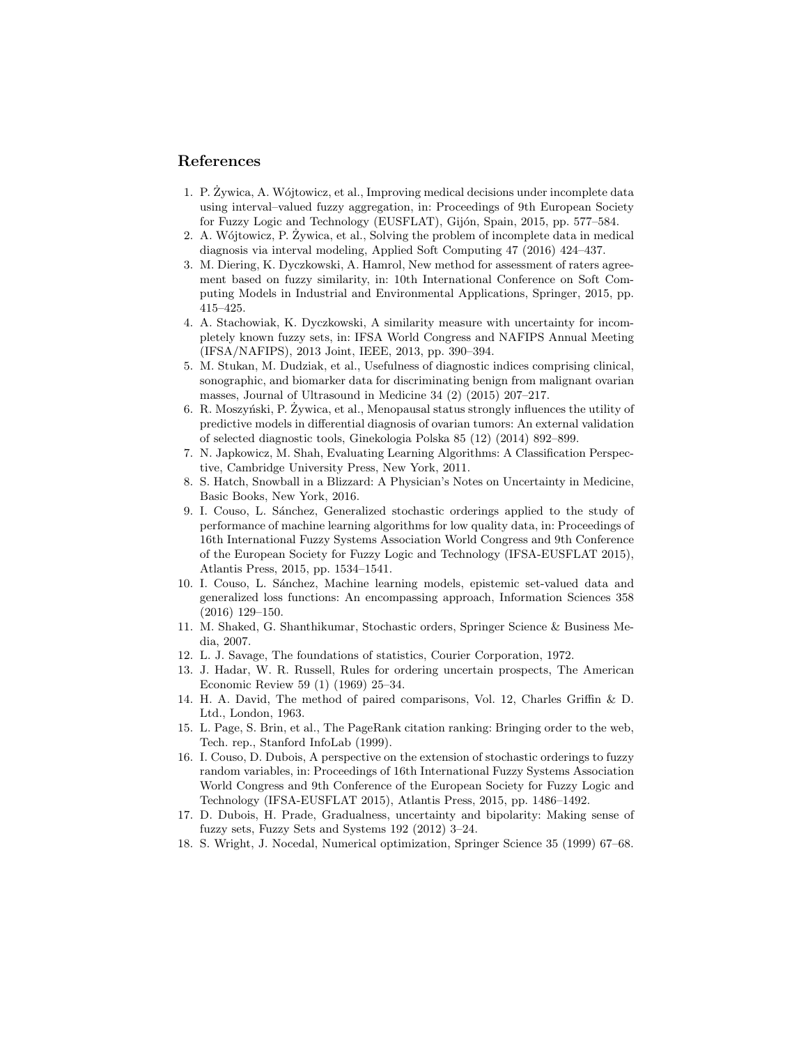## References

1. P. Żywica, A. Wójtowicz, et al., Improving medical decisions under incomplete data using interval–valued fuzzy aggregation, in: Proceedings of 9th European Society for Fuzzy Logic and Technology (EUSFLAT), Gijón, Spain, 2015, pp. 577–584.
2. A. Wójtowicz, P. Żywica, et al., Solving the problem of incomplete data in medical diagnosis via interval modeling, Applied Soft Computing 47 (2016) 424–437.
3. M. Diering, K. Dyczkowski, A. Hamrol, New method for assessment of raters agreement based on fuzzy similarity, in: 10th International Conference on Soft Computing Models in Industrial and Environmental Applications, Springer, 2015, pp. 415–425.
4. A. Stachowiak, K. Dyczkowski, A similarity measure with uncertainty for incompletely known fuzzy sets, in: IFSA World Congress and NAFIPS Annual Meeting (IFSA/NAFIPS), 2013 Joint, IEEE, 2013, pp. 390–394.
5. M. Stukan, M. Dudziak, et al., Usefulness of diagnostic indices comprising clinical, sonographic, and biomarker data for discriminating benign from malignant ovarian masses, Journal of Ultrasound in Medicine 34 (2) (2015) 207–217.
6. R. Moszyński, P. Żywica, et al., Menopausal status strongly influences the utility of predictive models in differential diagnosis of ovarian tumors: An external validation of selected diagnostic tools, Ginekologia Polska 85 (12) (2014) 892–899.
7. N. Japkowicz, M. Shah, Evaluating Learning Algorithms: A Classification Perspective, Cambridge University Press, New York, 2011.
8. S. Hatch, Snowball in a Blizzard: A Physician's Notes on Uncertainty in Medicine, Basic Books, New York, 2016.
9. I. Couso, L. Sánchez, Generalized stochastic orderings applied to the study of performance of machine learning algorithms for low quality data, in: Proceedings of 16th International Fuzzy Systems Association World Congress and 9th Conference of the European Society for Fuzzy Logic and Technology (IFSA-EUSFLAT 2015), Atlantis Press, 2015, pp. 1534–1541.
10. I. Couso, L. Sánchez, Machine learning models, epistemic set-valued data and generalized loss functions: An encompassing approach, Information Sciences 358 (2016) 129–150.
11. M. Shaked, G. Shanthikumar, Stochastic orders, Springer Science & Business Media, 2007.
12. L. J. Savage, The foundations of statistics, Courier Corporation, 1972.
13. J. Hadar, W. R. Russell, Rules for ordering uncertain prospects, The American Economic Review 59 (1) (1969) 25–34.
14. H. A. David, The method of paired comparisons, Vol. 12, Charles Griffin & D. Ltd., London, 1963.
15. L. Page, S. Brin, et al., The PageRank citation ranking: Bringing order to the web, Tech. rep., Stanford InfoLab (1999).
16. I. Couso, D. Dubois, A perspective on the extension of stochastic orderings to fuzzy random variables, in: Proceedings of 16th International Fuzzy Systems Association World Congress and 9th Conference of the European Society for Fuzzy Logic and Technology (IFSA-EUSFLAT 2015), Atlantis Press, 2015, pp. 1486–1492.
17. D. Dubois, H. Prade, Gradualness, uncertainty and bipolarity: Making sense of fuzzy sets, Fuzzy Sets and Systems 192 (2012) 3–24.
18. S. Wright, J. Nocedal, Numerical optimization, Springer Science 35 (1999) 67–68.